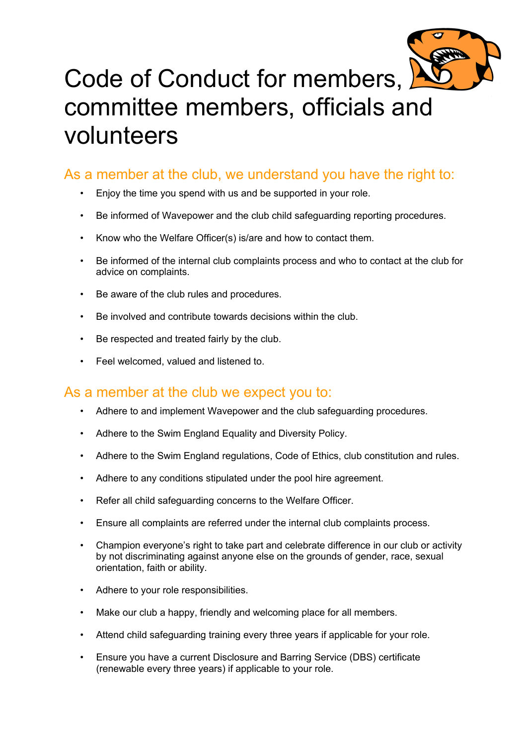# Code of Conduct for members, committee members, officials and volunteers

## As a member at the club, we understand you have the right to:

- Enjoy the time you spend with us and be supported in your role.
- Be informed of Wavepower and the club child safeguarding reporting procedures.
- Know who the Welfare Officer(s) is/are and how to contact them.
- Be informed of the internal club complaints process and who to contact at the club for advice on complaints.
- Be aware of the club rules and procedures.
- Be involved and contribute towards decisions within the club.
- Be respected and treated fairly by the club.
- Feel welcomed, valued and listened to.

## As a member at the club we expect you to:

- Adhere to and implement Wavepower and the club safeguarding procedures.
- Adhere to the Swim England Equality and Diversity Policy.
- Adhere to the Swim England regulations, Code of Ethics, club constitution and rules.
- Adhere to any conditions stipulated under the pool hire agreement.
- Refer all child safeguarding concerns to the Welfare Officer.
- Ensure all complaints are referred under the internal club complaints process.
- Champion everyone's right to take part and celebrate difference in our club or activity by not discriminating against anyone else on the grounds of gender, race, sexual orientation, faith or ability.
- Adhere to your role responsibilities.
- Make our club a happy, friendly and welcoming place for all members.
- Attend child safeguarding training every three years if applicable for your role.
- Ensure you have a current Disclosure and Barring Service (DBS) certificate (renewable every three years) if applicable to your role.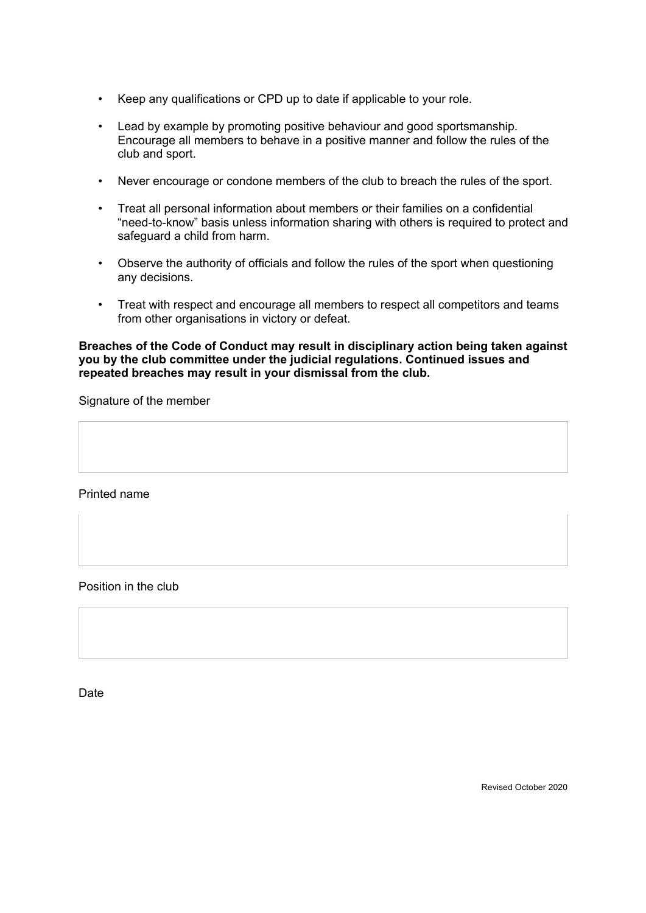- Keep any qualifications or CPD up to date if applicable to your role.
- Lead by example by promoting positive behaviour and good sportsmanship. Encourage all members to behave in a positive manner and follow the rules of the club and sport.
- Never encourage or condone members of the club to breach the rules of the sport.
- Treat all personal information about members or their families on a confidential "need-to-know" basis unless information sharing with others is required to protect and safeguard a child from harm.
- Observe the authority of officials and follow the rules of the sport when questioning any decisions.
- Treat with respect and encourage all members to respect all competitors and teams from other organisations in victory or defeat.

**Breaches of the Code of Conduct may result in disciplinary action being taken against you by the club committee under the judicial regulations. Continued issues and repeated breaches may result in your dismissal from the club.**

Signature of the member

Printed name

Position in the club

Date

Revised October 2020